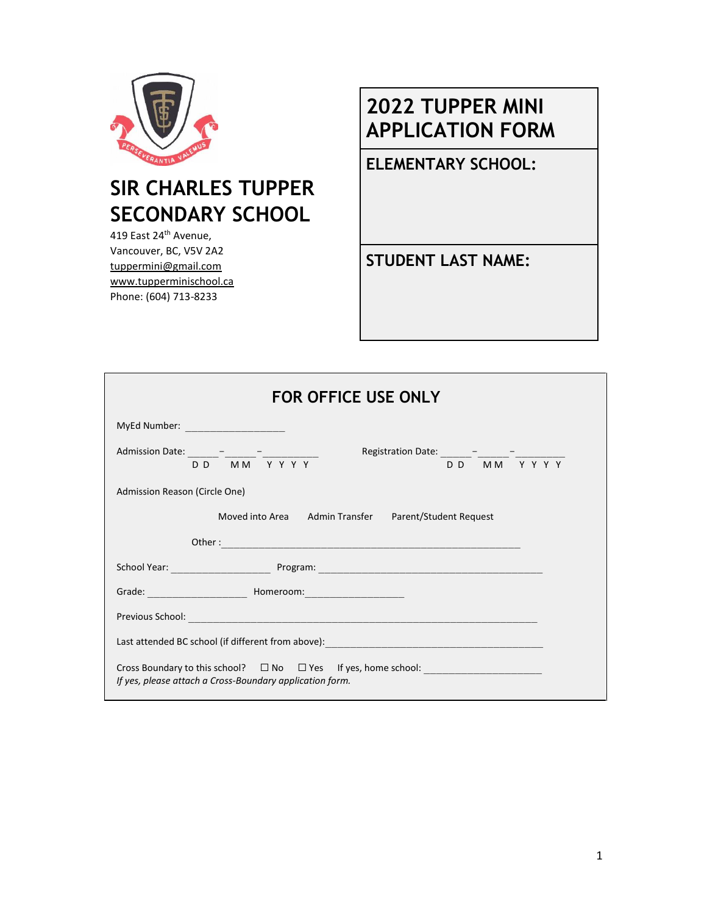# SIR CHARLES TUPPER SECONDARY SCHOOL

419 East 24th Avenue,
Vancouver, BC, V5V 2A2
tuppermini@gmail.com
www.tupperminischool.ca
Phone: (604) 713-8233

# 2022 TUPPER MINI APPLICATION FORM

**ELEMENTARY SCHOOL:**

**STUDENT LAST NAME:**

## FOR OFFICE USE ONLY

MyEd Number: ___________________

Admission Date: ______ – ______ – __________ (D D / M M / Y Y Y Y)

Registration Date: ______ – ______ – _________ (D D / M M / Y Y Y Y)

Admission Reason (Circle One)

Moved into Area    Admin Transfer    Parent/Student Request

Other : _________________________________________________________

School Year: ___________________ Program: ___________________________________________

Grade: ___________________ Homeroom: ___________________

Previous School: ___________________________________________________________________

Last attended BC school (if different from above): _________________________________________

Cross Boundary to this school? ☐ No ☐ Yes If yes, home school: ______________________

*If yes, please attach a Cross-Boundary application form.*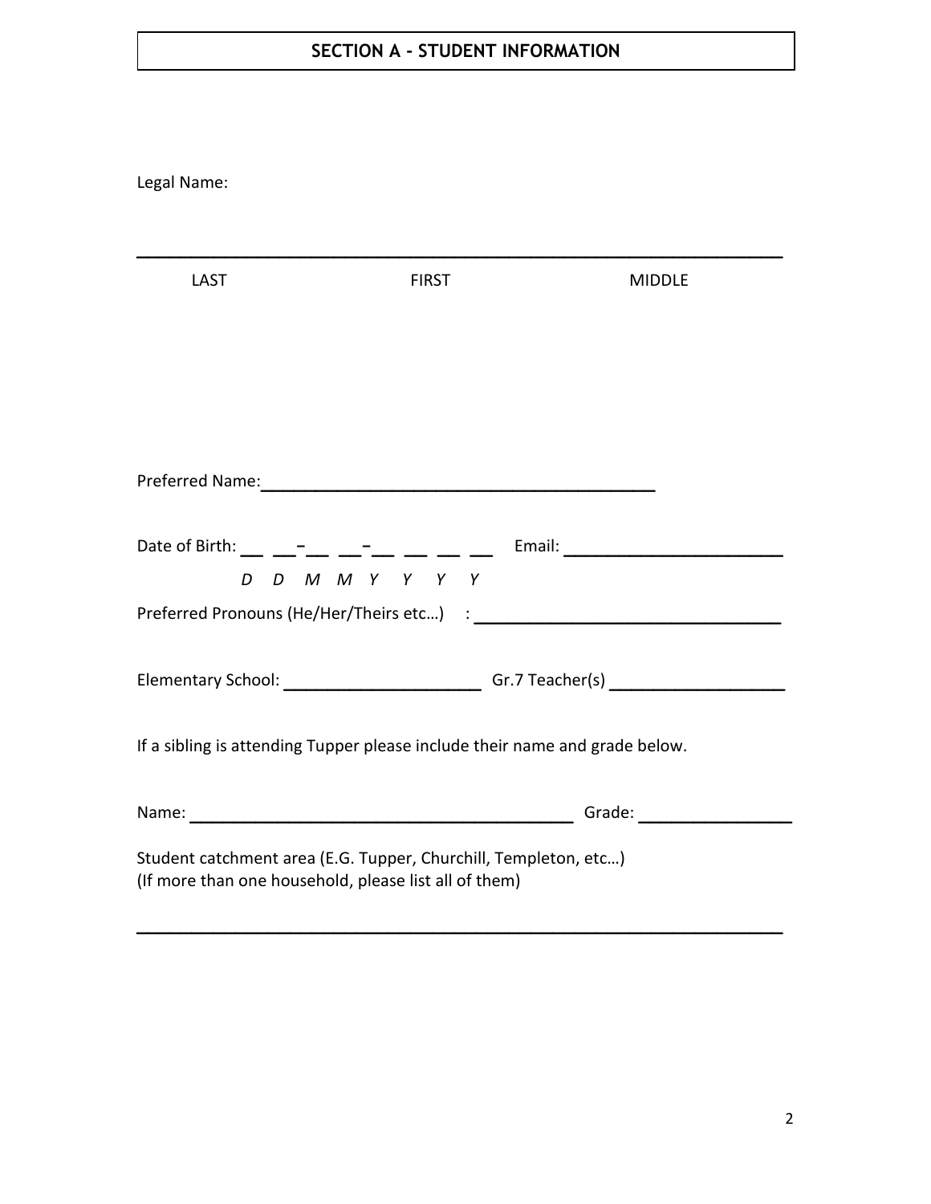## SECTION A - STUDENT INFORMATION

Legal Name:

______________________________________________________________________

LAST FIRST MIDDLE

Preferred Name: ________________________________________

Date of Birth: __ __-__ __-__ __ __ __ Email: ______________________
*D D M M Y Y Y Y*

Preferred Pronouns (He/Her/Theirs etc…) : ______________________________

Elementary School: ____________________ Gr.7 Teacher(s) ________________

If a sibling is attending Tupper please include their name and grade below.

Name: ______________________________________ Grade: ______________

Student catchment area (E.G. Tupper, Churchill, Templeton, etc…)
(If more than one household, please list all of them)

______________________________________________________________________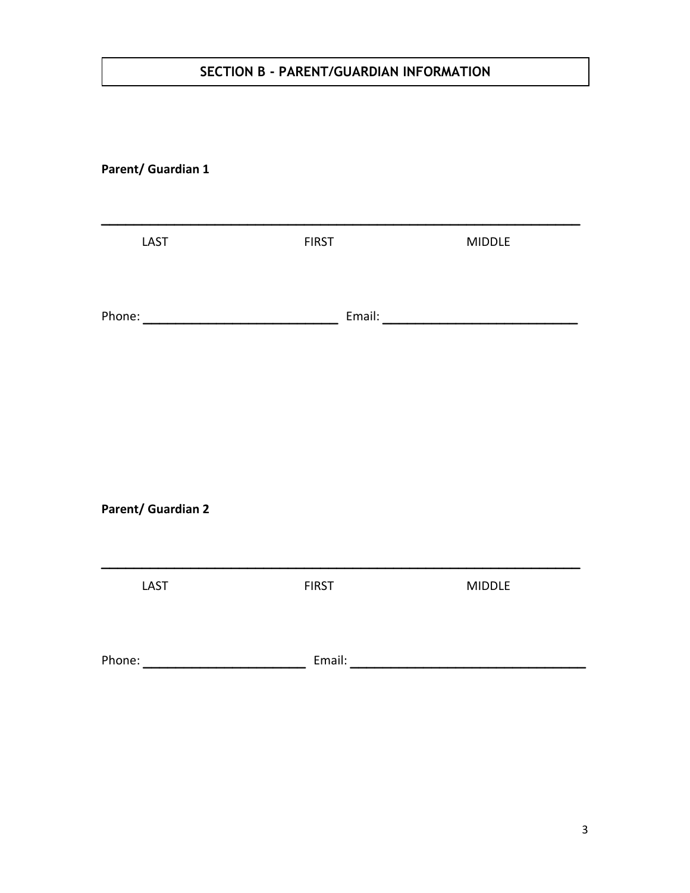## SECTION B - PARENT/GUARDIAN INFORMATION

**Parent/ Guardian 1**

______________________________________________________________

LAST FIRST MIDDLE

Phone: ____________________________ Email: ____________________________

**Parent/ Guardian 2**

______________________________________________________________

LAST FIRST MIDDLE

Phone: ________________________ Email: __________________________________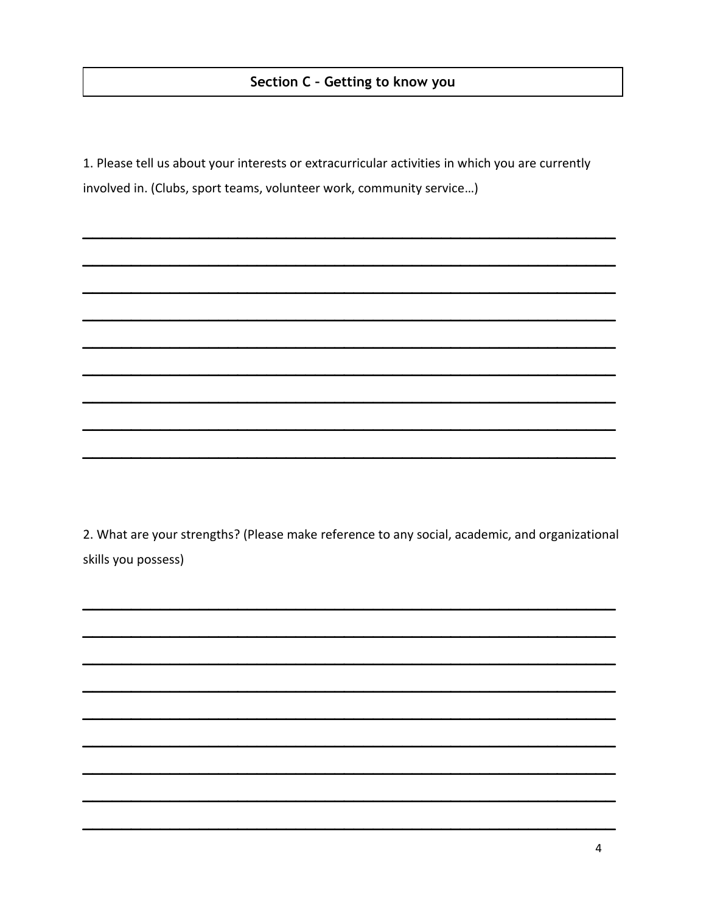## Section C – Getting to know you

1. Please tell us about your interests or extracurricular activities in which you are currently involved in. (Clubs, sport teams, volunteer work, community service…)

______________________________________________________________________

______________________________________________________________________

______________________________________________________________________

______________________________________________________________________

______________________________________________________________________

______________________________________________________________________

______________________________________________________________________

______________________________________________________________________

______________________________________________________________________

2. What are your strengths? (Please make reference to any social, academic, and organizational skills you possess)

______________________________________________________________________

______________________________________________________________________

______________________________________________________________________

______________________________________________________________________

______________________________________________________________________

______________________________________________________________________

______________________________________________________________________

______________________________________________________________________

______________________________________________________________________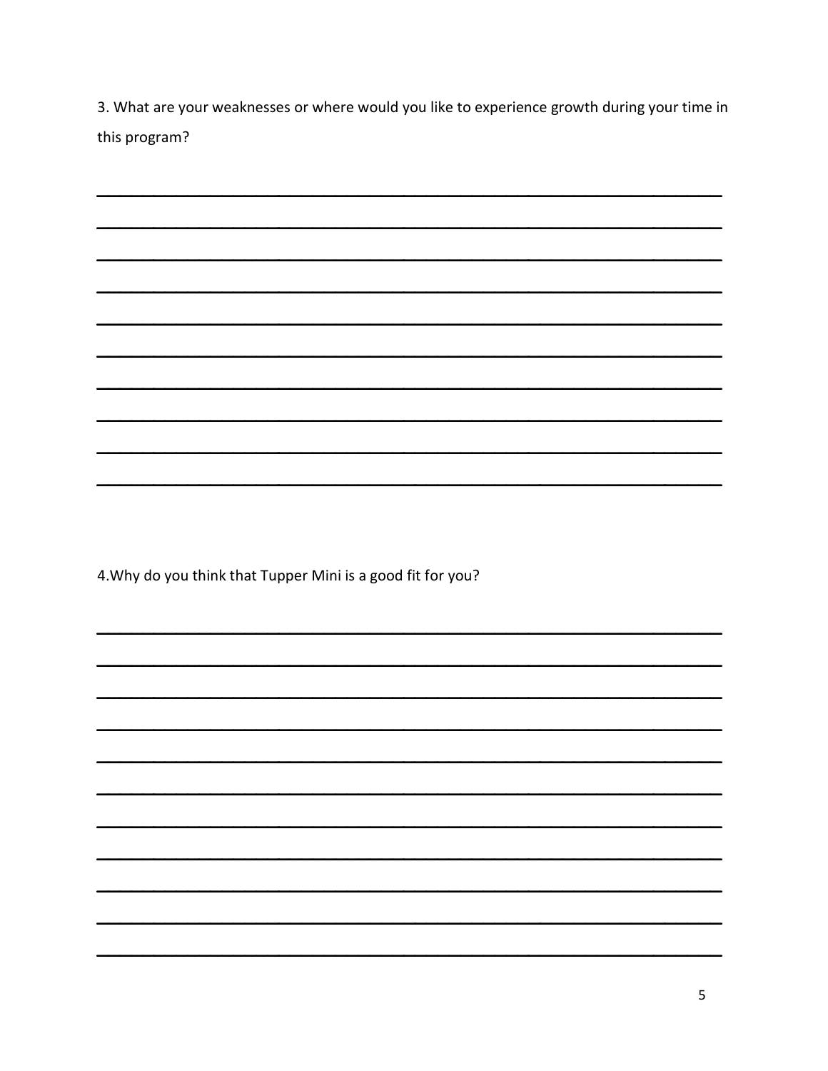3. What are your weaknesses or where would you like to experience growth during your time in this program?

\_\_\_\_\_\_\_\_\_\_\_\_\_\_\_\_\_\_\_\_\_\_\_\_\_\_\_\_\_\_\_\_\_\_\_\_\_\_\_\_\_\_\_\_\_\_\_\_\_\_\_\_\_\_\_\_\_\_\_\_

\_\_\_\_\_\_\_\_\_\_\_\_\_\_\_\_\_\_\_\_\_\_\_\_\_\_\_\_\_\_\_\_\_\_\_\_\_\_\_\_\_\_\_\_\_\_\_\_\_\_\_\_\_\_\_\_\_\_\_\_

\_\_\_\_\_\_\_\_\_\_\_\_\_\_\_\_\_\_\_\_\_\_\_\_\_\_\_\_\_\_\_\_\_\_\_\_\_\_\_\_\_\_\_\_\_\_\_\_\_\_\_\_\_\_\_\_\_\_\_\_

\_\_\_\_\_\_\_\_\_\_\_\_\_\_\_\_\_\_\_\_\_\_\_\_\_\_\_\_\_\_\_\_\_\_\_\_\_\_\_\_\_\_\_\_\_\_\_\_\_\_\_\_\_\_\_\_\_\_\_\_

\_\_\_\_\_\_\_\_\_\_\_\_\_\_\_\_\_\_\_\_\_\_\_\_\_\_\_\_\_\_\_\_\_\_\_\_\_\_\_\_\_\_\_\_\_\_\_\_\_\_\_\_\_\_\_\_\_\_\_\_

\_\_\_\_\_\_\_\_\_\_\_\_\_\_\_\_\_\_\_\_\_\_\_\_\_\_\_\_\_\_\_\_\_\_\_\_\_\_\_\_\_\_\_\_\_\_\_\_\_\_\_\_\_\_\_\_\_\_\_\_

\_\_\_\_\_\_\_\_\_\_\_\_\_\_\_\_\_\_\_\_\_\_\_\_\_\_\_\_\_\_\_\_\_\_\_\_\_\_\_\_\_\_\_\_\_\_\_\_\_\_\_\_\_\_\_\_\_\_\_\_

\_\_\_\_\_\_\_\_\_\_\_\_\_\_\_\_\_\_\_\_\_\_\_\_\_\_\_\_\_\_\_\_\_\_\_\_\_\_\_\_\_\_\_\_\_\_\_\_\_\_\_\_\_\_\_\_\_\_\_\_

\_\_\_\_\_\_\_\_\_\_\_\_\_\_\_\_\_\_\_\_\_\_\_\_\_\_\_\_\_\_\_\_\_\_\_\_\_\_\_\_\_\_\_\_\_\_\_\_\_\_\_\_\_\_\_\_\_\_\_\_

\_\_\_\_\_\_\_\_\_\_\_\_\_\_\_\_\_\_\_\_\_\_\_\_\_\_\_\_\_\_\_\_\_\_\_\_\_\_\_\_\_\_\_\_\_\_\_\_\_\_\_\_\_\_\_\_\_\_\_\_

4.Why do you think that Tupper Mini is a good fit for you?

\_\_\_\_\_\_\_\_\_\_\_\_\_\_\_\_\_\_\_\_\_\_\_\_\_\_\_\_\_\_\_\_\_\_\_\_\_\_\_\_\_\_\_\_\_\_\_\_\_\_\_\_\_\_\_\_\_\_\_\_

\_\_\_\_\_\_\_\_\_\_\_\_\_\_\_\_\_\_\_\_\_\_\_\_\_\_\_\_\_\_\_\_\_\_\_\_\_\_\_\_\_\_\_\_\_\_\_\_\_\_\_\_\_\_\_\_\_\_\_\_

\_\_\_\_\_\_\_\_\_\_\_\_\_\_\_\_\_\_\_\_\_\_\_\_\_\_\_\_\_\_\_\_\_\_\_\_\_\_\_\_\_\_\_\_\_\_\_\_\_\_\_\_\_\_\_\_\_\_\_\_

\_\_\_\_\_\_\_\_\_\_\_\_\_\_\_\_\_\_\_\_\_\_\_\_\_\_\_\_\_\_\_\_\_\_\_\_\_\_\_\_\_\_\_\_\_\_\_\_\_\_\_\_\_\_\_\_\_\_\_\_

\_\_\_\_\_\_\_\_\_\_\_\_\_\_\_\_\_\_\_\_\_\_\_\_\_\_\_\_\_\_\_\_\_\_\_\_\_\_\_\_\_\_\_\_\_\_\_\_\_\_\_\_\_\_\_\_\_\_\_\_

\_\_\_\_\_\_\_\_\_\_\_\_\_\_\_\_\_\_\_\_\_\_\_\_\_\_\_\_\_\_\_\_\_\_\_\_\_\_\_\_\_\_\_\_\_\_\_\_\_\_\_\_\_\_\_\_\_\_\_\_

\_\_\_\_\_\_\_\_\_\_\_\_\_\_\_\_\_\_\_\_\_\_\_\_\_\_\_\_\_\_\_\_\_\_\_\_\_\_\_\_\_\_\_\_\_\_\_\_\_\_\_\_\_\_\_\_\_\_\_\_

\_\_\_\_\_\_\_\_\_\_\_\_\_\_\_\_\_\_\_\_\_\_\_\_\_\_\_\_\_\_\_\_\_\_\_\_\_\_\_\_\_\_\_\_\_\_\_\_\_\_\_\_\_\_\_\_\_\_\_\_

\_\_\_\_\_\_\_\_\_\_\_\_\_\_\_\_\_\_\_\_\_\_\_\_\_\_\_\_\_\_\_\_\_\_\_\_\_\_\_\_\_\_\_\_\_\_\_\_\_\_\_\_\_\_\_\_\_\_\_\_

\_\_\_\_\_\_\_\_\_\_\_\_\_\_\_\_\_\_\_\_\_\_\_\_\_\_\_\_\_\_\_\_\_\_\_\_\_\_\_\_\_\_\_\_\_\_\_\_\_\_\_\_\_\_\_\_\_\_\_\_

\_\_\_\_\_\_\_\_\_\_\_\_\_\_\_\_\_\_\_\_\_\_\_\_\_\_\_\_\_\_\_\_\_\_\_\_\_\_\_\_\_\_\_\_\_\_\_\_\_\_\_\_\_\_\_\_\_\_\_\_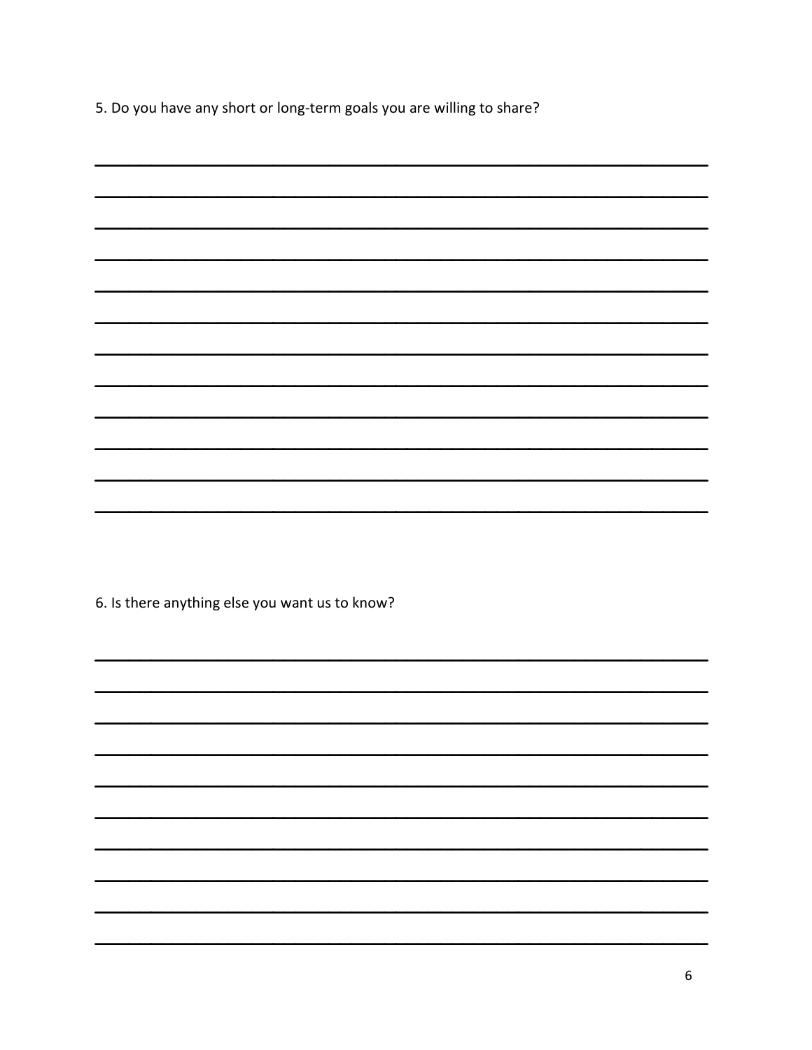5. Do you have any short or long-term goals you are willing to share?

\_\_\_\_\_\_\_\_\_\_\_\_\_\_\_\_\_\_\_\_\_\_\_\_\_\_\_\_\_\_\_\_\_\_\_\_\_\_\_\_\_\_\_\_\_\_\_\_\_\_\_\_\_\_\_\_\_\_\_\_\_\_\_\_

\_\_\_\_\_\_\_\_\_\_\_\_\_\_\_\_\_\_\_\_\_\_\_\_\_\_\_\_\_\_\_\_\_\_\_\_\_\_\_\_\_\_\_\_\_\_\_\_\_\_\_\_\_\_\_\_\_\_\_\_\_\_\_\_

\_\_\_\_\_\_\_\_\_\_\_\_\_\_\_\_\_\_\_\_\_\_\_\_\_\_\_\_\_\_\_\_\_\_\_\_\_\_\_\_\_\_\_\_\_\_\_\_\_\_\_\_\_\_\_\_\_\_\_\_\_\_\_\_

\_\_\_\_\_\_\_\_\_\_\_\_\_\_\_\_\_\_\_\_\_\_\_\_\_\_\_\_\_\_\_\_\_\_\_\_\_\_\_\_\_\_\_\_\_\_\_\_\_\_\_\_\_\_\_\_\_\_\_\_\_\_\_\_

\_\_\_\_\_\_\_\_\_\_\_\_\_\_\_\_\_\_\_\_\_\_\_\_\_\_\_\_\_\_\_\_\_\_\_\_\_\_\_\_\_\_\_\_\_\_\_\_\_\_\_\_\_\_\_\_\_\_\_\_\_\_\_\_

\_\_\_\_\_\_\_\_\_\_\_\_\_\_\_\_\_\_\_\_\_\_\_\_\_\_\_\_\_\_\_\_\_\_\_\_\_\_\_\_\_\_\_\_\_\_\_\_\_\_\_\_\_\_\_\_\_\_\_\_\_\_\_\_

\_\_\_\_\_\_\_\_\_\_\_\_\_\_\_\_\_\_\_\_\_\_\_\_\_\_\_\_\_\_\_\_\_\_\_\_\_\_\_\_\_\_\_\_\_\_\_\_\_\_\_\_\_\_\_\_\_\_\_\_\_\_\_\_

\_\_\_\_\_\_\_\_\_\_\_\_\_\_\_\_\_\_\_\_\_\_\_\_\_\_\_\_\_\_\_\_\_\_\_\_\_\_\_\_\_\_\_\_\_\_\_\_\_\_\_\_\_\_\_\_\_\_\_\_\_\_\_\_

\_\_\_\_\_\_\_\_\_\_\_\_\_\_\_\_\_\_\_\_\_\_\_\_\_\_\_\_\_\_\_\_\_\_\_\_\_\_\_\_\_\_\_\_\_\_\_\_\_\_\_\_\_\_\_\_\_\_\_\_\_\_\_\_

\_\_\_\_\_\_\_\_\_\_\_\_\_\_\_\_\_\_\_\_\_\_\_\_\_\_\_\_\_\_\_\_\_\_\_\_\_\_\_\_\_\_\_\_\_\_\_\_\_\_\_\_\_\_\_\_\_\_\_\_\_\_\_\_

\_\_\_\_\_\_\_\_\_\_\_\_\_\_\_\_\_\_\_\_\_\_\_\_\_\_\_\_\_\_\_\_\_\_\_\_\_\_\_\_\_\_\_\_\_\_\_\_\_\_\_\_\_\_\_\_\_\_\_\_\_\_\_\_

\_\_\_\_\_\_\_\_\_\_\_\_\_\_\_\_\_\_\_\_\_\_\_\_\_\_\_\_\_\_\_\_\_\_\_\_\_\_\_\_\_\_\_\_\_\_\_\_\_\_\_\_\_\_\_\_\_\_\_\_\_\_\_\_

6. Is there anything else you want us to know?

\_\_\_\_\_\_\_\_\_\_\_\_\_\_\_\_\_\_\_\_\_\_\_\_\_\_\_\_\_\_\_\_\_\_\_\_\_\_\_\_\_\_\_\_\_\_\_\_\_\_\_\_\_\_\_\_\_\_\_\_\_\_\_\_

\_\_\_\_\_\_\_\_\_\_\_\_\_\_\_\_\_\_\_\_\_\_\_\_\_\_\_\_\_\_\_\_\_\_\_\_\_\_\_\_\_\_\_\_\_\_\_\_\_\_\_\_\_\_\_\_\_\_\_\_\_\_\_\_

\_\_\_\_\_\_\_\_\_\_\_\_\_\_\_\_\_\_\_\_\_\_\_\_\_\_\_\_\_\_\_\_\_\_\_\_\_\_\_\_\_\_\_\_\_\_\_\_\_\_\_\_\_\_\_\_\_\_\_\_\_\_\_\_

\_\_\_\_\_\_\_\_\_\_\_\_\_\_\_\_\_\_\_\_\_\_\_\_\_\_\_\_\_\_\_\_\_\_\_\_\_\_\_\_\_\_\_\_\_\_\_\_\_\_\_\_\_\_\_\_\_\_\_\_\_\_\_\_

\_\_\_\_\_\_\_\_\_\_\_\_\_\_\_\_\_\_\_\_\_\_\_\_\_\_\_\_\_\_\_\_\_\_\_\_\_\_\_\_\_\_\_\_\_\_\_\_\_\_\_\_\_\_\_\_\_\_\_\_\_\_\_\_

\_\_\_\_\_\_\_\_\_\_\_\_\_\_\_\_\_\_\_\_\_\_\_\_\_\_\_\_\_\_\_\_\_\_\_\_\_\_\_\_\_\_\_\_\_\_\_\_\_\_\_\_\_\_\_\_\_\_\_\_\_\_\_\_

\_\_\_\_\_\_\_\_\_\_\_\_\_\_\_\_\_\_\_\_\_\_\_\_\_\_\_\_\_\_\_\_\_\_\_\_\_\_\_\_\_\_\_\_\_\_\_\_\_\_\_\_\_\_\_\_\_\_\_\_\_\_\_\_

\_\_\_\_\_\_\_\_\_\_\_\_\_\_\_\_\_\_\_\_\_\_\_\_\_\_\_\_\_\_\_\_\_\_\_\_\_\_\_\_\_\_\_\_\_\_\_\_\_\_\_\_\_\_\_\_\_\_\_\_\_\_\_\_

\_\_\_\_\_\_\_\_\_\_\_\_\_\_\_\_\_\_\_\_\_\_\_\_\_\_\_\_\_\_\_\_\_\_\_\_\_\_\_\_\_\_\_\_\_\_\_\_\_\_\_\_\_\_\_\_\_\_\_\_\_\_\_\_

\_\_\_\_\_\_\_\_\_\_\_\_\_\_\_\_\_\_\_\_\_\_\_\_\_\_\_\_\_\_\_\_\_\_\_\_\_\_\_\_\_\_\_\_\_\_\_\_\_\_\_\_\_\_\_\_\_\_\_\_\_\_\_\_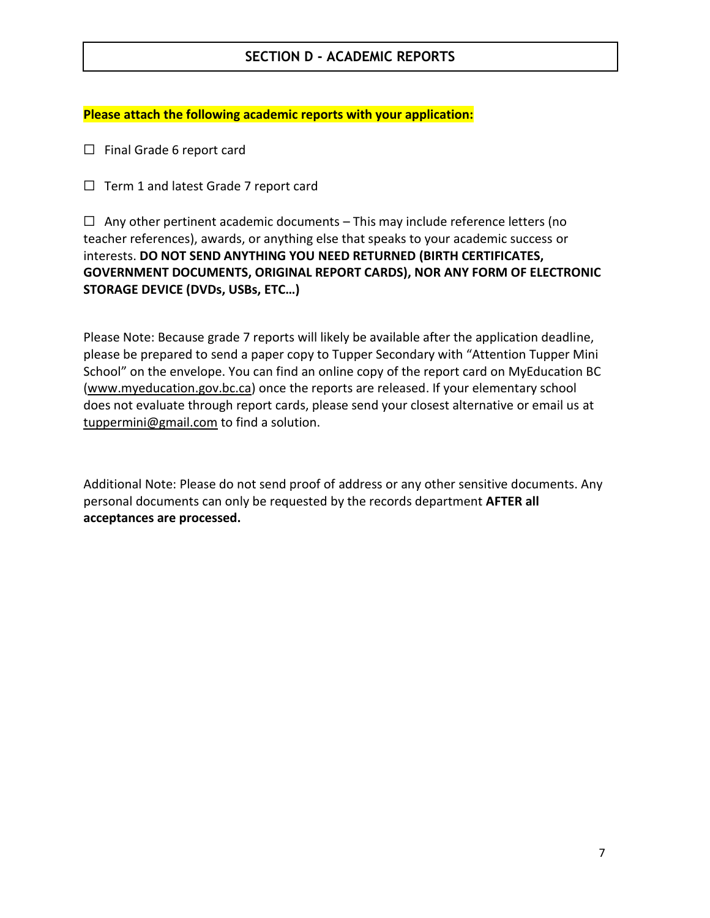## SECTION D - ACADEMIC REPORTS

**Please attach the following academic reports with your application:**

☐ Final Grade 6 report card

☐ Term 1 and latest Grade 7 report card

☐ Any other pertinent academic documents – This may include reference letters (no teacher references), awards, or anything else that speaks to your academic success or interests. **DO NOT SEND ANYTHING YOU NEED RETURNED (BIRTH CERTIFICATES, GOVERNMENT DOCUMENTS, ORIGINAL REPORT CARDS), NOR ANY FORM OF ELECTRONIC STORAGE DEVICE (DVDs, USBs, ETC…)**

Please Note: Because grade 7 reports will likely be available after the application deadline, please be prepared to send a paper copy to Tupper Secondary with "Attention Tupper Mini School" on the envelope. You can find an online copy of the report card on MyEducation BC (www.myeducation.gov.bc.ca) once the reports are released. If your elementary school does not evaluate through report cards, please send your closest alternative or email us at tuppermini@gmail.com to find a solution.

Additional Note: Please do not send proof of address or any other sensitive documents. Any personal documents can only be requested by the records department **AFTER all acceptances are processed.**